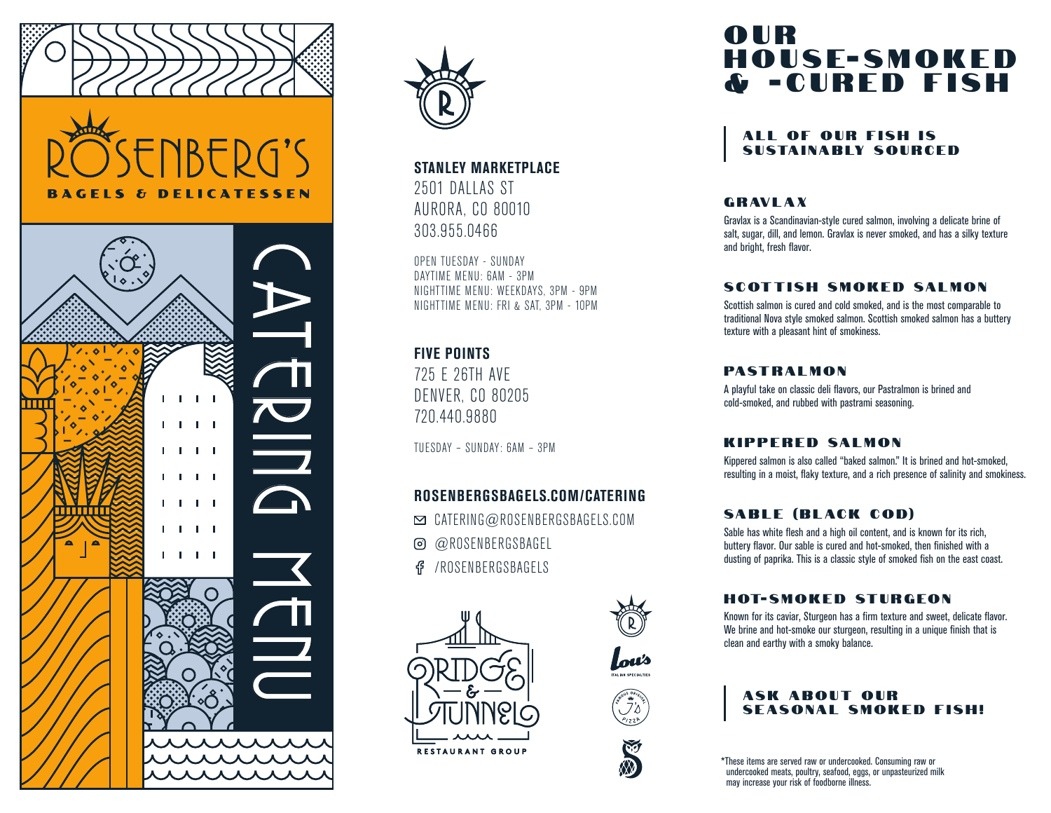# ROSENBERG'S

BAGELS & DELICATESSEN

CATERING MENU

**STANLEY MARKETPLACE**
2501 DALLAS ST
AURORA, CO 80010
303.955.0466

OPEN TUESDAY - SUNDAY
DAYTIME MENU: 6AM - 3PM
NIGHTTIME MENU: WEEKDAYS, 3PM - 9PM
NIGHTTIME MENU: FRI & SAT, 3PM - 10PM

**FIVE POINTS**
725 E 26TH AVE
DENVER, CO 80205
720.440.9880

TUESDAY – SUNDAY: 6AM – 3PM

**ROSENBERGSBAGELS.COM/CATERING**

CATERING@ROSENBERGSBAGELS.COM
@ROSENBERGSBAGEL
/ROSENBERGSBAGELS

BRIDGE & TUNNEL RESTAURANT GROUP

# OUR HOUSE-SMOKED & -CURED FISH

## ALL OF OUR FISH IS SUSTAINABLY SOURCED

### GRAVLAX

Gravlax is a Scandinavian-style cured salmon, involving a delicate brine of salt, sugar, dill, and lemon. Gravlax is never smoked, and has a silky texture and bright, fresh flavor.

### SCOTTISH SMOKED SALMON

Scottish salmon is cured and cold smoked, and is the most comparable to traditional Nova style smoked salmon. Scottish smoked salmon has a buttery texture with a pleasant hint of smokiness.

### PASTRALMON

A playful take on classic deli flavors, our Pastralmon is brined and cold-smoked, and rubbed with pastrami seasoning.

### KIPPERED SALMON

Kippered salmon is also called "baked salmon." It is brined and hot-smoked, resulting in a moist, flaky texture, and a rich presence of salinity and smokiness.

### SABLE (BLACK COD)

Sable has white flesh and a high oil content, and is known for its rich, buttery flavor. Our sable is cured and hot-smoked, then finished with a dusting of paprika. This is a classic style of smoked fish on the east coast.

### HOT-SMOKED STURGEON

Known for its caviar, Sturgeon has a firm texture and sweet, delicate flavor. We brine and hot-smoke our sturgeon, resulting in a unique finish that is clean and earthy with a smoky balance.

## ASK ABOUT OUR SEASONAL SMOKED FISH!

*These items are served raw or undercooked. Consuming raw or undercooked meats, poultry, seafood, eggs, or unpasteurized milk may increase your risk of foodborne illness.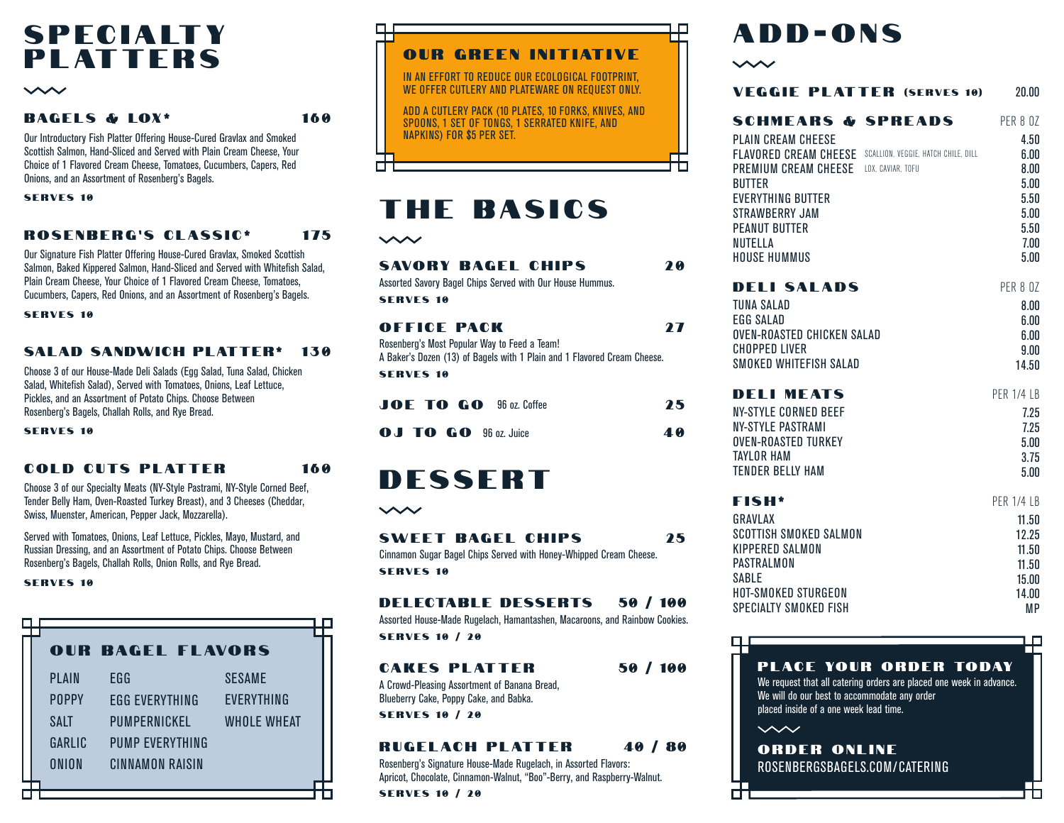# SPECIALTY PLATTERS

### BAGELS & LOX* 160

Our Introductory Fish Platter Offering House-Cured Gravlax and Smoked Scottish Salmon, Hand-Sliced and Served with Plain Cream Cheese, Your Choice of 1 Flavored Cream Cheese, Tomatoes, Cucumbers, Capers, Red Onions, and an Assortment of Rosenberg's Bagels.

**SERVES 10**

### ROSENBERG'S CLASSIC* 175

Our Signature Fish Platter Offering House-Cured Gravlax, Smoked Scottish Salmon, Baked Kippered Salmon, Hand-Sliced and Served with Whitefish Salad, Plain Cream Cheese, Your Choice of 1 Flavored Cream Cheese, Tomatoes, Cucumbers, Capers, Red Onions, and an Assortment of Rosenberg's Bagels.

**SERVES 10**

### SALAD SANDWICH PLATTER* 130

Choose 3 of our House-Made Deli Salads (Egg Salad, Tuna Salad, Chicken Salad, Whitefish Salad), Served with Tomatoes, Onions, Leaf Lettuce, Pickles, and an Assortment of Potato Chips. Choose Between Rosenberg's Bagels, Challah Rolls, and Rye Bread.

**SERVES 10**

### COLD CUTS PLATTER 160

Choose 3 of our Specialty Meats (NY-Style Pastrami, NY-Style Corned Beef, Tender Belly Ham, Oven-Roasted Turkey Breast), and 3 Cheeses (Cheddar, Swiss, Muenster, American, Pepper Jack, Mozzarella).

Served with Tomatoes, Onions, Leaf Lettuce, Pickles, Mayo, Mustard, and Russian Dressing, and an Assortment of Potato Chips. Choose Between Rosenberg's Bagels, Challah Rolls, Onion Rolls, and Rye Bread.

**SERVES 10**

## OUR BAGEL FLAVORS

| | | |
|---|---|---|
| PLAIN | EGG | SESAME |
| POPPY | EGG EVERYTHING | EVERYTHING |
| SALT | PUMPERNICKEL | WHOLE WHEAT |
| GARLIC | PUMP EVERYTHING | |
| ONION | CINNAMON RAISIN | |

## OUR GREEN INITIATIVE

IN AN EFFORT TO REDUCE OUR ECOLOGICAL FOOTPRINT, WE OFFER CUTLERY AND PLATEWARE ON REQUEST ONLY.

ADD A CUTLERY PACK (10 PLATES, 10 FORKS, KNIVES, AND SPOONS, 1 SET OF TONGS, 1 SERRATED KNIFE, AND NAPKINS) FOR $5 PER SET.

# THE BASICS

### SAVORY BAGEL CHIPS 20

Assorted Savory Bagel Chips Served with Our House Hummus.

**SERVES 10**

### OFFICE PACK 27

Rosenberg's Most Popular Way to Feed a Team!
A Baker's Dozen (13) of Bagels with 1 Plain and 1 Flavored Cream Cheese.

**SERVES 10**

### JOE TO GO 96 oz. Coffee 25

### OJ TO GO 96 oz. Juice 40

# DESSERT

### SWEET BAGEL CHIPS 25

Cinnamon Sugar Bagel Chips Served with Honey-Whipped Cream Cheese.

**SERVES 10**

### DELECTABLE DESSERTS 50 / 100

Assorted House-Made Rugelach, Hamantashen, Macaroons, and Rainbow Cookies.

**SERVES 10 / 20**

### CAKES PLATTER 50 / 100

A Crowd-Pleasing Assortment of Banana Bread, Blueberry Cake, Poppy Cake, and Babka.

**SERVES 10 / 20**

### RUGELACH PLATTER 40 / 80

Rosenberg's Signature House-Made Rugelach, in Assorted Flavors: Apricot, Chocolate, Cinnamon-Walnut, "Boo"-Berry, and Raspberry-Walnut.

**SERVES 10 / 20**

# ADD-ONS

### VEGGIE PLATTER (SERVES 10) 20.00

| SCHMEARS & SPREADS | PER 8 OZ |
|---|---|
| PLAIN CREAM CHEESE | 4.50 |
| FLAVORED CREAM CHEESE (SCALLION, VEGGIE, HATCH CHILE, DILL) | 6.00 |
| PREMIUM CREAM CHEESE (LOX, CAVIAR, TOFU) | 8.00 |
| BUTTER | 5.00 |
| EVERYTHING BUTTER | 5.50 |
| STRAWBERRY JAM | 5.00 |
| PEANUT BUTTER | 5.50 |
| NUTELLA | 7.00 |
| HOUSE HUMMUS | 5.00 |

| DELI SALADS | PER 8 OZ |
|---|---|
| TUNA SALAD | 8.00 |
| EGG SALAD | 6.00 |
| OVEN-ROASTED CHICKEN SALAD | 6.00 |
| CHOPPED LIVER | 9.00 |
| SMOKED WHITEFISH SALAD | 14.50 |

| DELI MEATS | PER 1/4 LB |
|---|---|
| NY-STYLE CORNED BEEF | 7.25 |
| NY-STYLE PASTRAMI | 7.25 |
| OVEN-ROASTED TURKEY | 5.00 |
| TAYLOR HAM | 3.75 |
| TENDER BELLY HAM | 5.00 |

| FISH* | PER 1/4 LB |
|---|---|
| GRAVLAX | 11.50 |
| SCOTTISH SMOKED SALMON | 12.25 |
| KIPPERED SALMON | 11.50 |
| PASTRALMON | 11.50 |
| SABLE | 15.00 |
| HOT-SMOKED STURGEON | 14.00 |
| SPECIALTY SMOKED FISH | MP |

## PLACE YOUR ORDER TODAY

We request that all catering orders are placed one week in advance. We will do our best to accommodate any order placed inside of a one week lead time.

## ORDER ONLINE

ROSENBERGSBAGELS.COM/CATERING